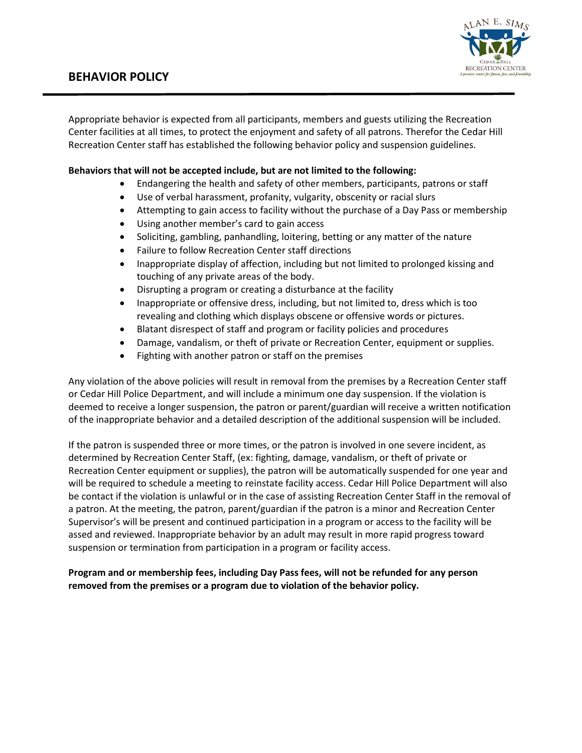## BEHAVIOR POLICY

Appropriate behavior is expected from all participants, members and guests utilizing the Recreation Center facilities at all times, to protect the enjoyment and safety of all patrons. Therefor the Cedar Hill Recreation Center staff has established the following behavior policy and suspension guidelines.

**Behaviors that will not be accepted include, but are not limited to the following:**

- Endangering the health and safety of other members, participants, patrons or staff
- Use of verbal harassment, profanity, vulgarity, obscenity or racial slurs
- Attempting to gain access to facility without the purchase of a Day Pass or membership
- Using another member's card to gain access
- Soliciting, gambling, panhandling, loitering, betting or any matter of the nature
- Failure to follow Recreation Center staff directions
- Inappropriate display of affection, including but not limited to prolonged kissing and touching of any private areas of the body.
- Disrupting a program or creating a disturbance at the facility
- Inappropriate or offensive dress, including, but not limited to, dress which is too revealing and clothing which displays obscene or offensive words or pictures.
- Blatant disrespect of staff and program or facility policies and procedures
- Damage, vandalism, or theft of private or Recreation Center, equipment or supplies.
- Fighting with another patron or staff on the premises

Any violation of the above policies will result in removal from the premises by a Recreation Center staff or Cedar Hill Police Department, and will include a minimum one day suspension. If the violation is deemed to receive a longer suspension, the patron or parent/guardian will receive a written notification of the inappropriate behavior and a detailed description of the additional suspension will be included.

If the patron is suspended three or more times, or the patron is involved in one severe incident, as determined by Recreation Center Staff, (ex: fighting, damage, vandalism, or theft of private or Recreation Center equipment or supplies), the patron will be automatically suspended for one year and will be required to schedule a meeting to reinstate facility access. Cedar Hill Police Department will also be contact if the violation is unlawful or in the case of assisting Recreation Center Staff in the removal of a patron. At the meeting, the patron, parent/guardian if the patron is a minor and Recreation Center Supervisor's will be present and continued participation in a program or access to the facility will be assed and reviewed. Inappropriate behavior by an adult may result in more rapid progress toward suspension or termination from participation in a program or facility access.

**Program and or membership fees, including Day Pass fees, will not be refunded for any person removed from the premises or a program due to violation of the behavior policy.**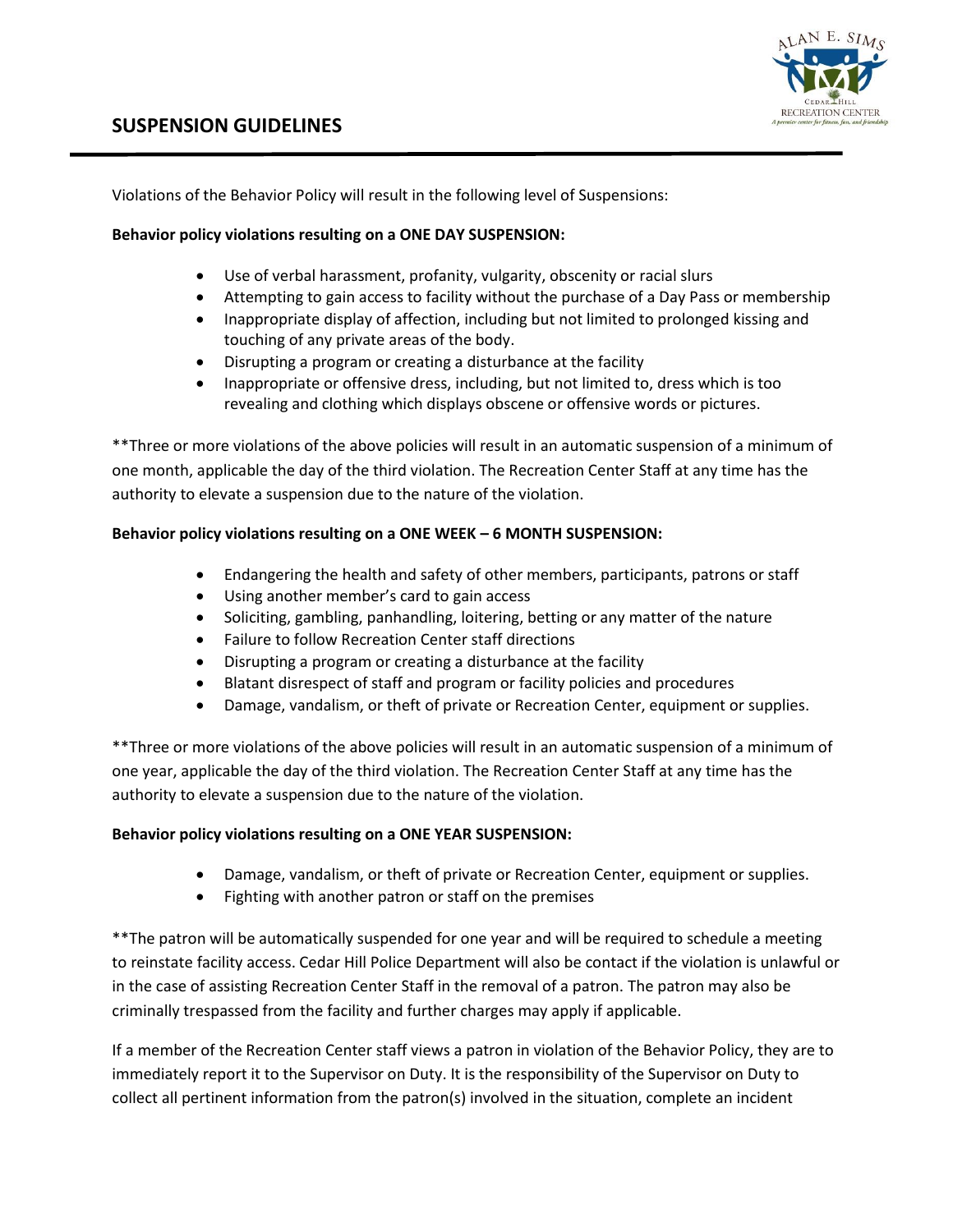## SUSPENSION GUIDELINES

Violations of the Behavior Policy will result in the following level of Suspensions:

**Behavior policy violations resulting on a ONE DAY SUSPENSION:**

- Use of verbal harassment, profanity, vulgarity, obscenity or racial slurs
- Attempting to gain access to facility without the purchase of a Day Pass or membership
- Inappropriate display of affection, including but not limited to prolonged kissing and touching of any private areas of the body.
- Disrupting a program or creating a disturbance at the facility
- Inappropriate or offensive dress, including, but not limited to, dress which is too revealing and clothing which displays obscene or offensive words or pictures.

**Three or more violations of the above policies will result in an automatic suspension of a minimum of one month, applicable the day of the third violation. The Recreation Center Staff at any time has the authority to elevate a suspension due to the nature of the violation.

**Behavior policy violations resulting on a ONE WEEK – 6 MONTH SUSPENSION:**

- Endangering the health and safety of other members, participants, patrons or staff
- Using another member's card to gain access
- Soliciting, gambling, panhandling, loitering, betting or any matter of the nature
- Failure to follow Recreation Center staff directions
- Disrupting a program or creating a disturbance at the facility
- Blatant disrespect of staff and program or facility policies and procedures
- Damage, vandalism, or theft of private or Recreation Center, equipment or supplies.

**Three or more violations of the above policies will result in an automatic suspension of a minimum of one year, applicable the day of the third violation. The Recreation Center Staff at any time has the authority to elevate a suspension due to the nature of the violation.

**Behavior policy violations resulting on a ONE YEAR SUSPENSION:**

- Damage, vandalism, or theft of private or Recreation Center, equipment or supplies.
- Fighting with another patron or staff on the premises

**The patron will be automatically suspended for one year and will be required to schedule a meeting to reinstate facility access. Cedar Hill Police Department will also be contact if the violation is unlawful or in the case of assisting Recreation Center Staff in the removal of a patron. The patron may also be criminally trespassed from the facility and further charges may apply if applicable.

If a member of the Recreation Center staff views a patron in violation of the Behavior Policy, they are to immediately report it to the Supervisor on Duty. It is the responsibility of the Supervisor on Duty to collect all pertinent information from the patron(s) involved in the situation, complete an incident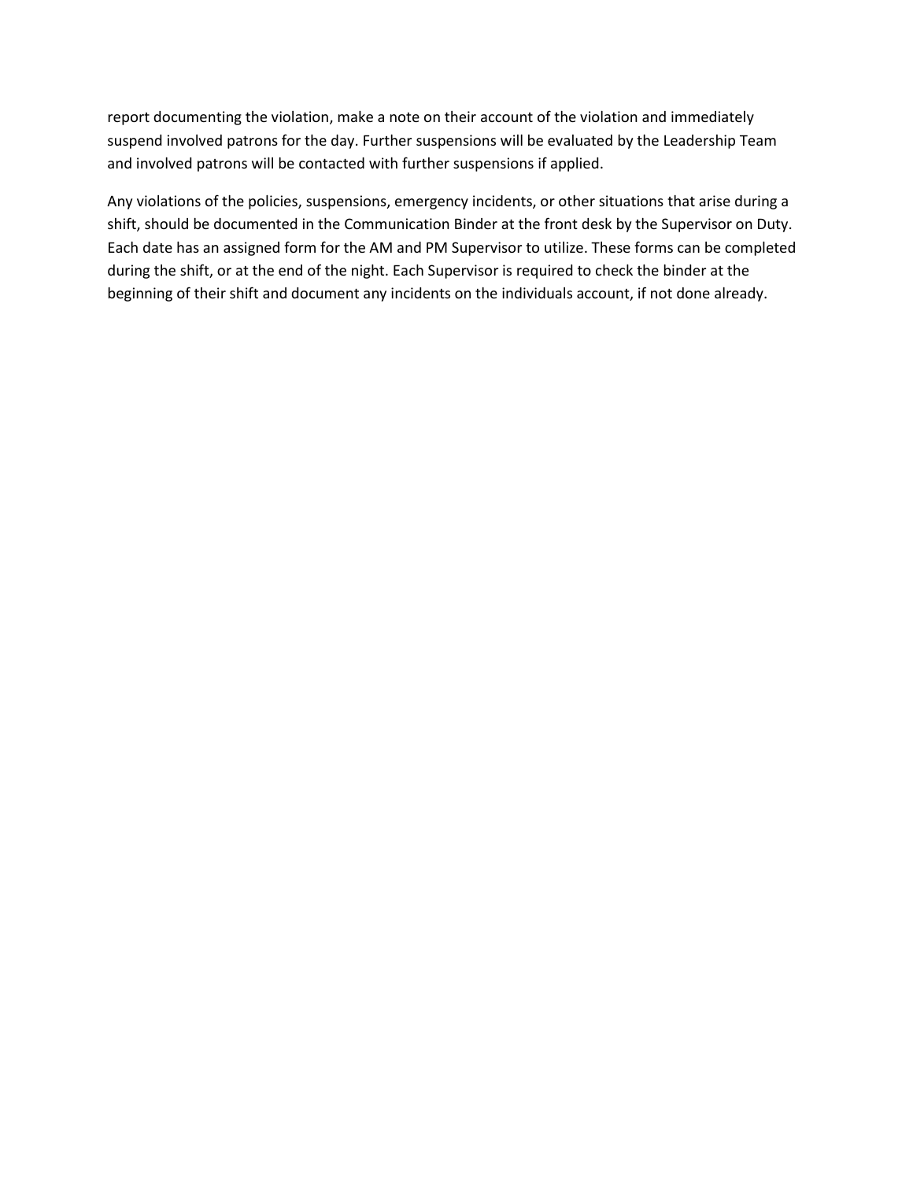report documenting the violation, make a note on their account of the violation and immediately suspend involved patrons for the day. Further suspensions will be evaluated by the Leadership Team and involved patrons will be contacted with further suspensions if applied.

Any violations of the policies, suspensions, emergency incidents, or other situations that arise during a shift, should be documented in the Communication Binder at the front desk by the Supervisor on Duty. Each date has an assigned form for the AM and PM Supervisor to utilize. These forms can be completed during the shift, or at the end of the night. Each Supervisor is required to check the binder at the beginning of their shift and document any incidents on the individuals account, if not done already.